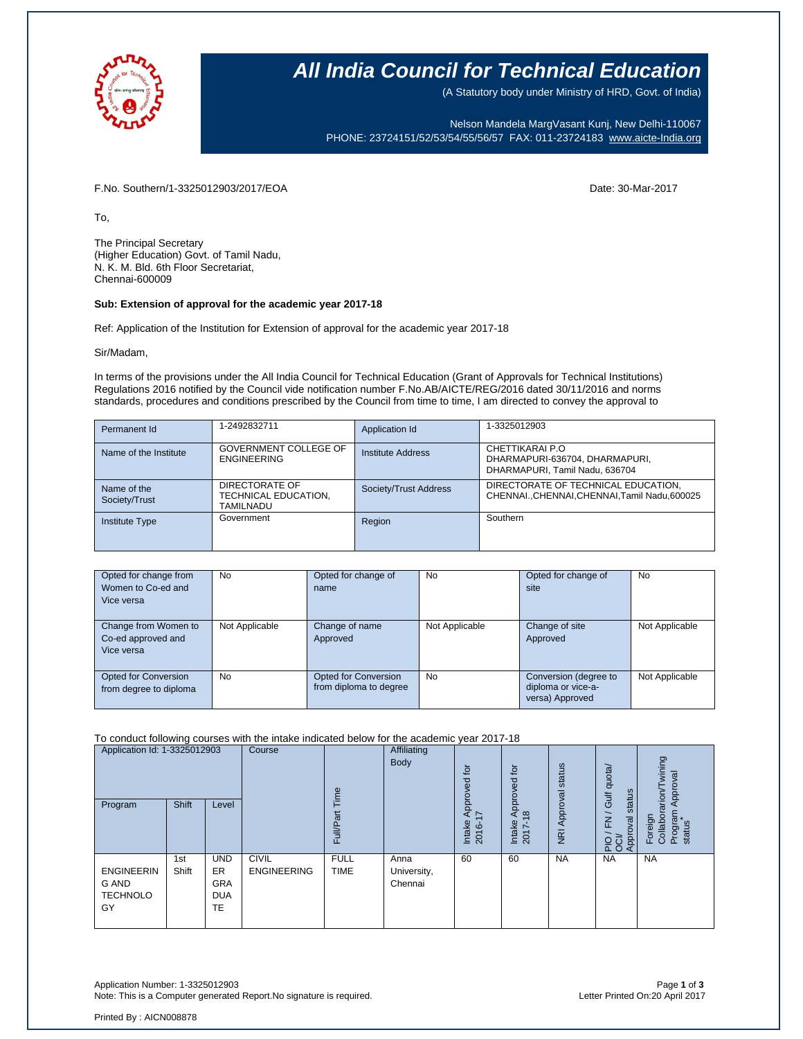# All India Council for Technical Education

(A Statutory body under Ministry of HRD, Govt. of India)

Nelson Mandela MargVasant Kunj, New Delhi-110067
PHONE: 23724151/52/53/54/55/56/57 FAX: 011-23724183 www.aicte-India.org

F.No. Southern/1-3325012903/2017/EOA

Date: 30-Mar-2017

To,

The Principal Secretary
(Higher Education) Govt. of Tamil Nadu,
N. K. M. Bld. 6th Floor Secretariat,
Chennai-600009

**Sub: Extension of approval for the academic year 2017-18**

Ref: Application of the Institution for Extension of approval for the academic year 2017-18

Sir/Madam,

In terms of the provisions under the All India Council for Technical Education (Grant of Approvals for Technical Institutions) Regulations 2016 notified by the Council vide notification number F.No.AB/AICTE/REG/2016 dated 30/11/2016 and norms standards, procedures and conditions prescribed by the Council from time to time, I am directed to convey the approval to

| Permanent Id | 1-2492832711 | Application Id | 1-3325012903 |
|---|---|---|---|
| Name of the Institute | GOVERNMENT COLLEGE OF ENGINEERING | Institute Address | CHETTIKARAI P.O DHARMAPURI-636704, DHARMAPURI, DHARMAPURI, Tamil Nadu, 636704 |
| Name of the Society/Trust | DIRECTORATE OF TECHNICAL EDUCATION, TAMILNADU | Society/Trust Address | DIRECTORATE OF TECHNICAL EDUCATION, CHENNAI.,CHENNAI,CHENNAI,Tamil Nadu,600025 |
| Institute Type | Government | Region | Southern |

| Opted for change from Women to Co-ed and Vice versa | No | Opted for change of name | No | Opted for change of site | No |
|---|---|---|---|---|---|
| Change from Women to Co-ed approved and Vice versa | Not Applicable | Change of name Approved | Not Applicable | Change of site Approved | Not Applicable |
| Opted for Conversion from degree to diploma | No | Opted for Conversion from diploma to degree | No | Conversion (degree to diploma or vice-a-versa) Approved | Not Applicable |

To conduct following courses with the intake indicated below for the academic year 2017-18

| Application Id: 1-3325012903 | | | Course | Full/Part Time | Affiliating Body | Intake Approved for 2016-17 | Intake Approved for 2017-18 | NRI Approval status | PIO / FN / Gulf quota/ OCI/ Approval status | Foreign Collaboration/Twining Program Approval status* |
|---|---|---|---|---|---|---|---|---|---|---|
| Program | Shift | Level | | | | | | | | |
| ENGINEERING AND TECHNOLOGY | 1st Shift | UNDERGRADUATE | CIVIL ENGINEERING | FULL TIME | Anna University, Chennai | 60 | 60 | NA | NA | NA |

Application Number: 1-3325012903
Note: This is a Computer generated Report.No signature is required.

Letter Printed On:20 April 2017

Printed By : AICN008878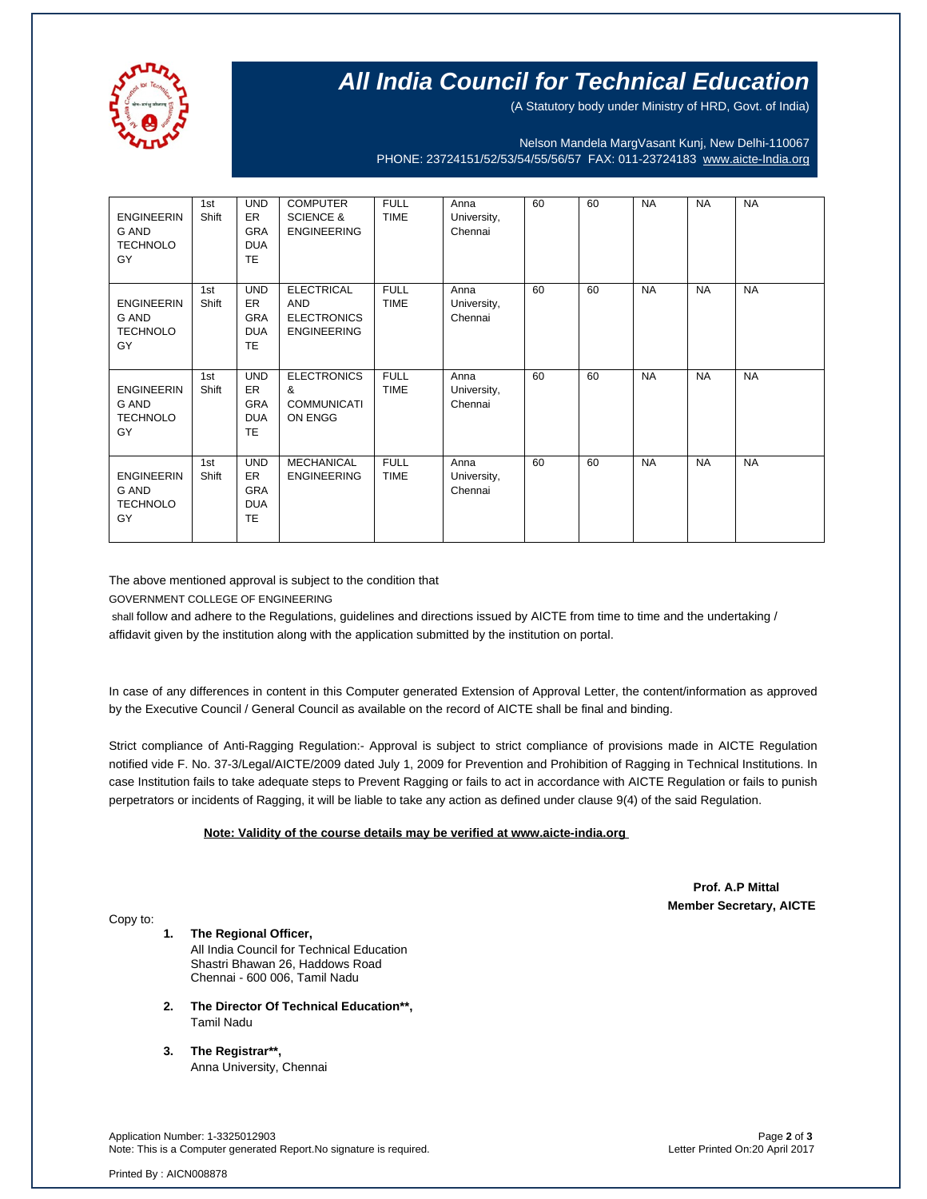# All India Council for Technical Education

(A Statutory body under Ministry of HRD, Govt. of India)

Nelson Mandela MargVasant Kunj, New Delhi-110067
PHONE: 23724151/52/53/54/55/56/57 FAX: 011-23724183 www.aicte-India.org

| | | | | | | | | | | |
|---|---|---|---|---|---|---|---|---|---|---|
| ENGINEERING AND TECHNOLOGY | 1st Shift | UNDERGRADUATE | COMPUTER SCIENCE & ENGINEERING | FULL TIME | Anna University, Chennai | 60 | 60 | NA | NA | NA |
| ENGINEERING AND TECHNOLOGY | 1st Shift | UNDERGRADUATE | ELECTRICAL AND ELECTRONICS ENGINEERING | FULL TIME | Anna University, Chennai | 60 | 60 | NA | NA | NA |
| ENGINEERING AND TECHNOLOGY | 1st Shift | UNDERGRADUATE | ELECTRONICS & COMMUNICATION ENGG | FULL TIME | Anna University, Chennai | 60 | 60 | NA | NA | NA |
| ENGINEERING AND TECHNOLOGY | 1st Shift | UNDERGRADUATE | MECHANICAL ENGINEERING | FULL TIME | Anna University, Chennai | 60 | 60 | NA | NA | NA |

The above mentioned approval is subject to the condition that

GOVERNMENT COLLEGE OF ENGINEERING

shall follow and adhere to the Regulations, guidelines and directions issued by AICTE from time to time and the undertaking / affidavit given by the institution along with the application submitted by the institution on portal.

In case of any differences in content in this Computer generated Extension of Approval Letter, the content/information as approved by the Executive Council / General Council as available on the record of AICTE shall be final and binding.

Strict compliance of Anti-Ragging Regulation:- Approval is subject to strict compliance of provisions made in AICTE Regulation notified vide F. No. 37-3/Legal/AICTE/2009 dated July 1, 2009 for Prevention and Prohibition of Ragging in Technical Institutions. In case Institution fails to take adequate steps to Prevent Ragging or fails to act in accordance with AICTE Regulation or fails to punish perpetrators or incidents of Ragging, it will be liable to take any action as defined under clause 9(4) of the said Regulation.

**Note: Validity of the course details may be verified at www.aicte-india.org**

**Prof. A.P Mittal**
**Member Secretary, AICTE**

Copy to:

1. **The Regional Officer,**
   All India Council for Technical Education
   Shastri Bhawan 26, Haddows Road
   Chennai - 600 006, Tamil Nadu
2. **The Director Of Technical Education\*\*,**
   Tamil Nadu
3. **The Registrar\*\*,**
   Anna University, Chennai

Application Number: 1-3325012903
Note: This is a Computer generated Report.No signature is required.

Letter Printed On:20 April 2017

Printed By : AICN008878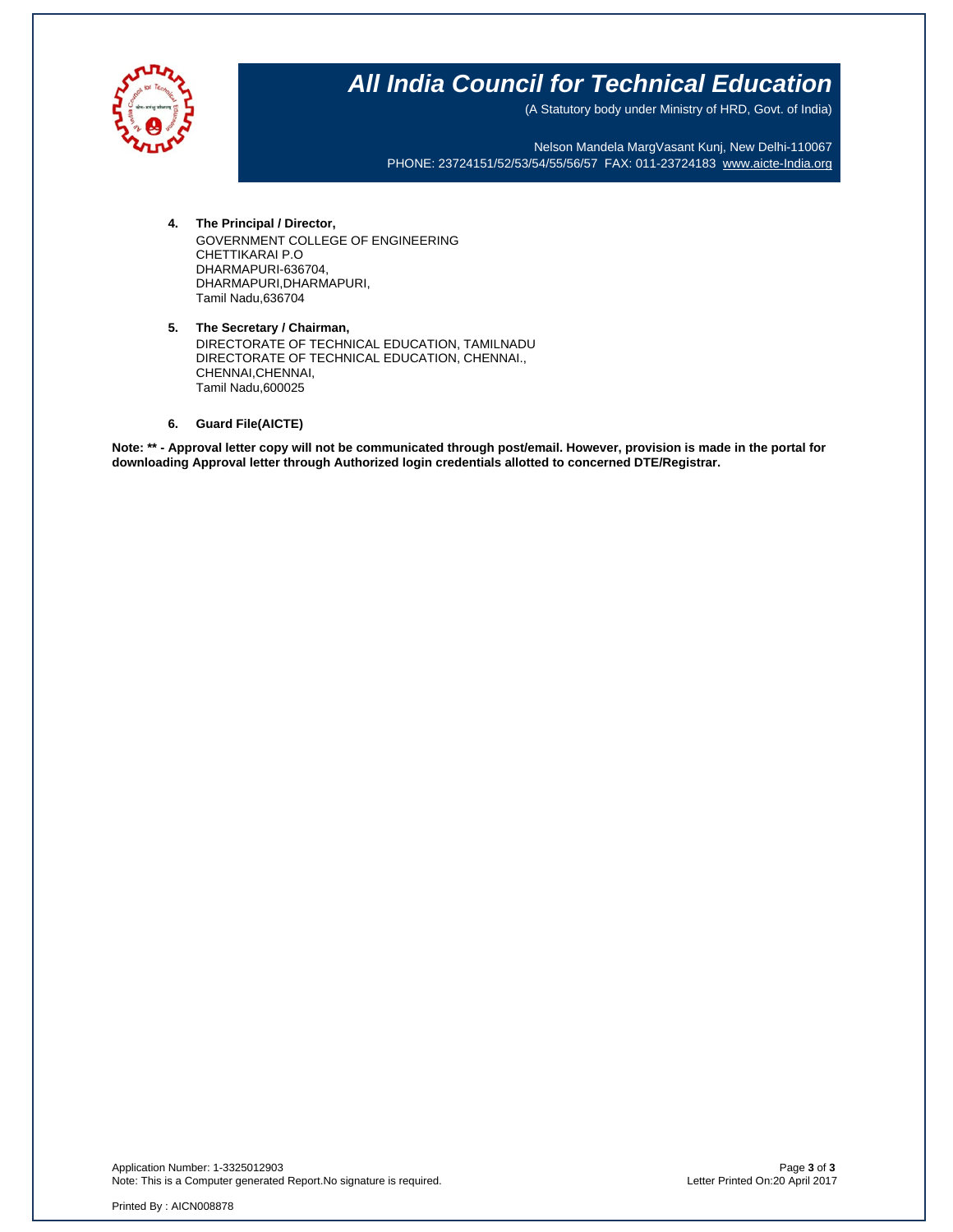# All India Council for Technical Education

(A Statutory body under Ministry of HRD, Govt. of India)

Nelson Mandela MargVasant Kunj, New Delhi-110067
PHONE: 23724151/52/53/54/55/56/57 FAX: 011-23724183 www.aicte-India.org

4. **The Principal / Director,**
   GOVERNMENT COLLEGE OF ENGINEERING
   CHETTIKARAI P.O
   DHARMAPURI-636704,
   DHARMAPURI,DHARMAPURI,
   Tamil Nadu,636704

5. **The Secretary / Chairman,**
   DIRECTORATE OF TECHNICAL EDUCATION, TAMILNADU
   DIRECTORATE OF TECHNICAL EDUCATION, CHENNAI.,
   CHENNAI,CHENNAI,
   Tamil Nadu,600025

6. **Guard File(AICTE)**

**Note: ** - Approval letter copy will not be communicated through post/email. However, provision is made in the portal for downloading Approval letter through Authorized login credentials allotted to concerned DTE/Registrar.**

Application Number: 1-3325012903
Note: This is a Computer generated Report.No signature is required.

Letter Printed On:20 April 2017

Printed By : AICN008878